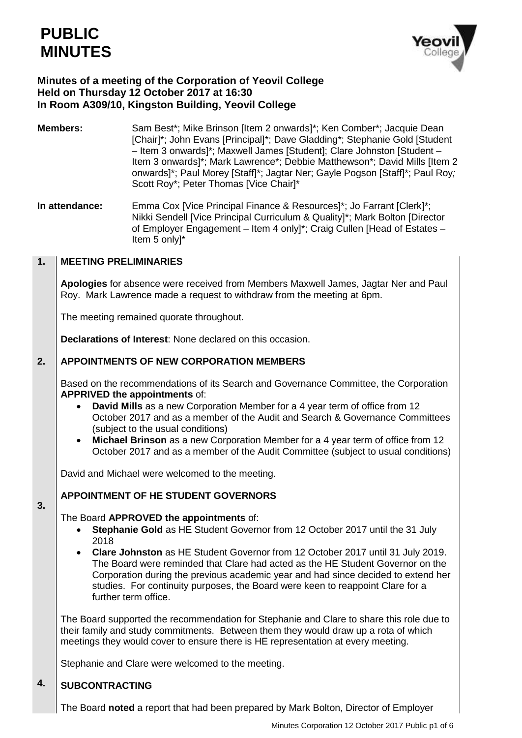# PUBLIC MINUTES

**Minutes of a meeting of the Corporation of Yeovil College**
**Held on Thursday 12 October 2017 at 16:30**
**In Room A309/10, Kingston Building, Yeovil College**

**Members:** Sam Best*; Mike Brinson [Item 2 onwards]*; Ken Comber*; Jacquie Dean [Chair]*; John Evans [Principal]*; Dave Gladding*; Stephanie Gold [Student – Item 3 onwards]*; Maxwell James [Student]; Clare Johnston [Student – Item 3 onwards]*; Mark Lawrence*; Debbie Matthewson*; David Mills [Item 2 onwards]*; Paul Morey [Staff]*; Jagtar Ner; Gayle Pogson [Staff]*; Paul Roy; Scott Roy*; Peter Thomas [Vice Chair]*

**In attendance:** Emma Cox [Vice Principal Finance & Resources]*; Jo Farrant [Clerk]*; Nikki Sendell [Vice Principal Curriculum & Quality]*; Mark Bolton [Director of Employer Engagement – Item 4 only]*; Craig Cullen [Head of Estates – Item 5 only]*

## 1. MEETING PRELIMINARIES

**Apologies** for absence were received from Members Maxwell James, Jagtar Ner and Paul Roy. Mark Lawrence made a request to withdraw from the meeting at 6pm.

The meeting remained quorate throughout.

**Declarations of Interest**: None declared on this occasion.

## 2. APPOINTMENTS OF NEW CORPORATION MEMBERS

Based on the recommendations of its Search and Governance Committee, the Corporation **APPRIVED the appointments** of:

- **David Mills** as a new Corporation Member for a 4 year term of office from 12 October 2017 and as a member of the Audit and Search & Governance Committees (subject to the usual conditions)
- **Michael Brinson** as a new Corporation Member for a 4 year term of office from 12 October 2017 and as a member of the Audit Committee (subject to usual conditions)

David and Michael were welcomed to the meeting.

## 3. APPOINTMENT OF HE STUDENT GOVERNORS

The Board **APPROVED the appointments** of:

- **Stephanie Gold** as HE Student Governor from 12 October 2017 until the 31 July 2018
- **Clare Johnston** as HE Student Governor from 12 October 2017 until 31 July 2019. The Board were reminded that Clare had acted as the HE Student Governor on the Corporation during the previous academic year and had since decided to extend her studies. For continuity purposes, the Board were keen to reappoint Clare for a further term office.

The Board supported the recommendation for Stephanie and Clare to share this role due to their family and study commitments. Between them they would draw up a rota of which meetings they would cover to ensure there is HE representation at every meeting.

Stephanie and Clare were welcomed to the meeting.

## 4. SUBCONTRACTING

The Board **noted** a report that had been prepared by Mark Bolton, Director of Employer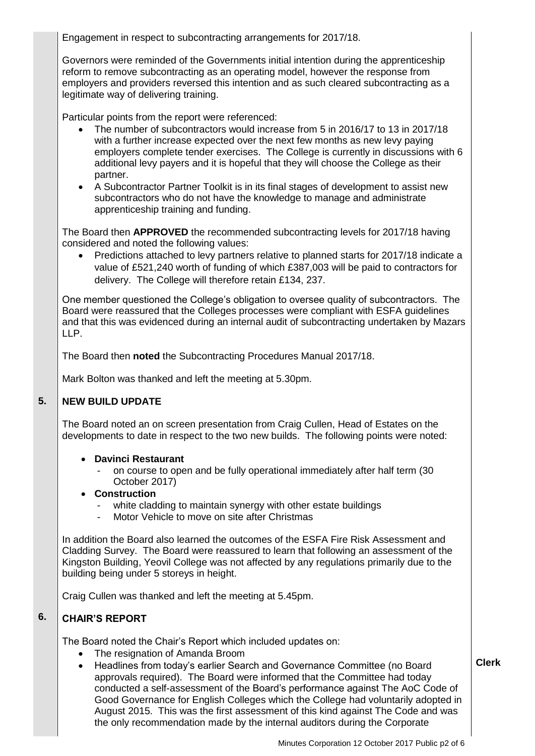Engagement in respect to subcontracting arrangements for 2017/18.

Governors were reminded of the Governments initial intention during the apprenticeship reform to remove subcontracting as an operating model, however the response from employers and providers reversed this intention and as such cleared subcontracting as a legitimate way of delivering training.

Particular points from the report were referenced:

- The number of subcontractors would increase from 5 in 2016/17 to 13 in 2017/18 with a further increase expected over the next few months as new levy paying employers complete tender exercises. The College is currently in discussions with 6 additional levy payers and it is hopeful that they will choose the College as their partner.
- A Subcontractor Partner Toolkit is in its final stages of development to assist new subcontractors who do not have the knowledge to manage and administrate apprenticeship training and funding.

The Board then **APPROVED** the recommended subcontracting levels for 2017/18 having considered and noted the following values:

- Predictions attached to levy partners relative to planned starts for 2017/18 indicate a value of £521,240 worth of funding of which £387,003 will be paid to contractors for delivery. The College will therefore retain £134, 237.

One member questioned the College's obligation to oversee quality of subcontractors. The Board were reassured that the Colleges processes were compliant with ESFA guidelines and that this was evidenced during an internal audit of subcontracting undertaken by Mazars LLP.

The Board then **noted** the Subcontracting Procedures Manual 2017/18.

Mark Bolton was thanked and left the meeting at 5.30pm.

## 5. NEW BUILD UPDATE

The Board noted an on screen presentation from Craig Cullen, Head of Estates on the developments to date in respect to the two new builds. The following points were noted:

- **Davinci Restaurant**
  - on course to open and be fully operational immediately after half term (30 October 2017)
- **Construction**
  - white cladding to maintain synergy with other estate buildings
  - Motor Vehicle to move on site after Christmas

In addition the Board also learned the outcomes of the ESFA Fire Risk Assessment and Cladding Survey. The Board were reassured to learn that following an assessment of the Kingston Building, Yeovil College was not affected by any regulations primarily due to the building being under 5 storeys in height.

Craig Cullen was thanked and left the meeting at 5.45pm.

## 6. CHAIR'S REPORT

The Board noted the Chair's Report which included updates on:

- The resignation of Amanda Broom
- Headlines from today's earlier Search and Governance Committee (no Board approvals required). The Board were informed that the Committee had today conducted a self-assessment of the Board's performance against The AoC Code of Good Governance for English Colleges which the College had voluntarily adopted in August 2015. This was the first assessment of this kind against The Code and was the only recommendation made by the internal auditors during the Corporate

**Clerk**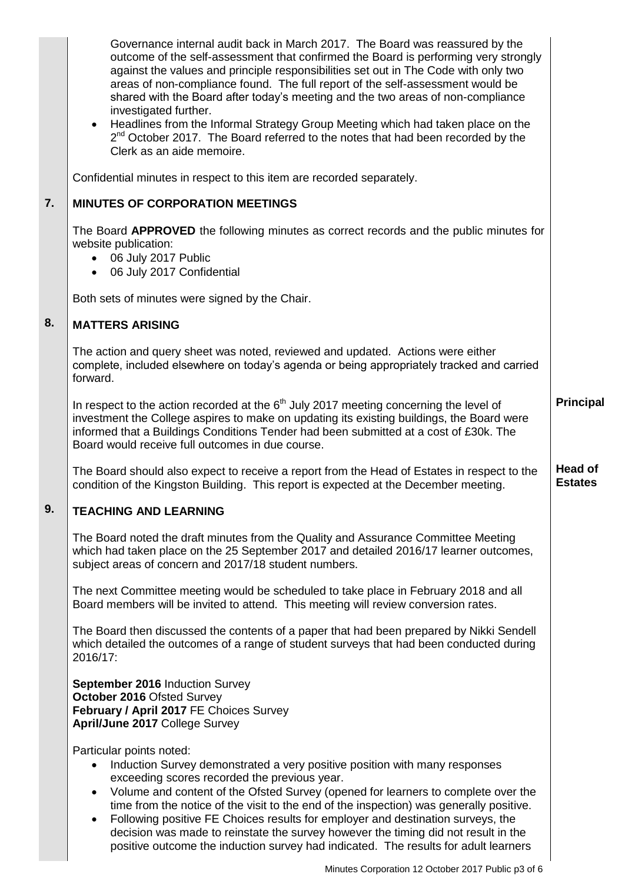Governance internal audit back in March 2017. The Board was reassured by the outcome of the self-assessment that confirmed the Board is performing very strongly against the values and principle responsibilities set out in The Code with only two areas of non-compliance found. The full report of the self-assessment would be shared with the Board after today's meeting and the two areas of non-compliance investigated further.

- Headlines from the Informal Strategy Group Meeting which had taken place on the 2nd October 2017. The Board referred to the notes that had been recorded by the Clerk as an aide memoire.

Confidential minutes in respect to this item are recorded separately.

## 7. MINUTES OF CORPORATION MEETINGS

The Board **APPROVED** the following minutes as correct records and the public minutes for website publication:

- 06 July 2017 Public
- 06 July 2017 Confidential

Both sets of minutes were signed by the Chair.

## 8. MATTERS ARISING

The action and query sheet was noted, reviewed and updated. Actions were either complete, included elsewhere on today's agenda or being appropriately tracked and carried forward.

In respect to the action recorded at the 6th July 2017 meeting concerning the level of investment the College aspires to make on updating its existing buildings, the Board were informed that a Buildings Conditions Tender had been submitted at a cost of £30k. The Board would receive full outcomes in due course. **Principal**

The Board should also expect to receive a report from the Head of Estates in respect to the condition of the Kingston Building. This report is expected at the December meeting. **Head of Estates**

## 9. TEACHING AND LEARNING

The Board noted the draft minutes from the Quality and Assurance Committee Meeting which had taken place on the 25 September 2017 and detailed 2016/17 learner outcomes, subject areas of concern and 2017/18 student numbers.

The next Committee meeting would be scheduled to take place in February 2018 and all Board members will be invited to attend. This meeting will review conversion rates.

The Board then discussed the contents of a paper that had been prepared by Nikki Sendell which detailed the outcomes of a range of student surveys that had been conducted during 2016/17:

**September 2016** Induction Survey
**October 2016** Ofsted Survey
**February / April 2017** FE Choices Survey
**April/June 2017** College Survey

Particular points noted:

- Induction Survey demonstrated a very positive position with many responses exceeding scores recorded the previous year.
- Volume and content of the Ofsted Survey (opened for learners to complete over the time from the notice of the visit to the end of the inspection) was generally positive.
- Following positive FE Choices results for employer and destination surveys, the decision was made to reinstate the survey however the timing did not result in the positive outcome the induction survey had indicated. The results for adult learners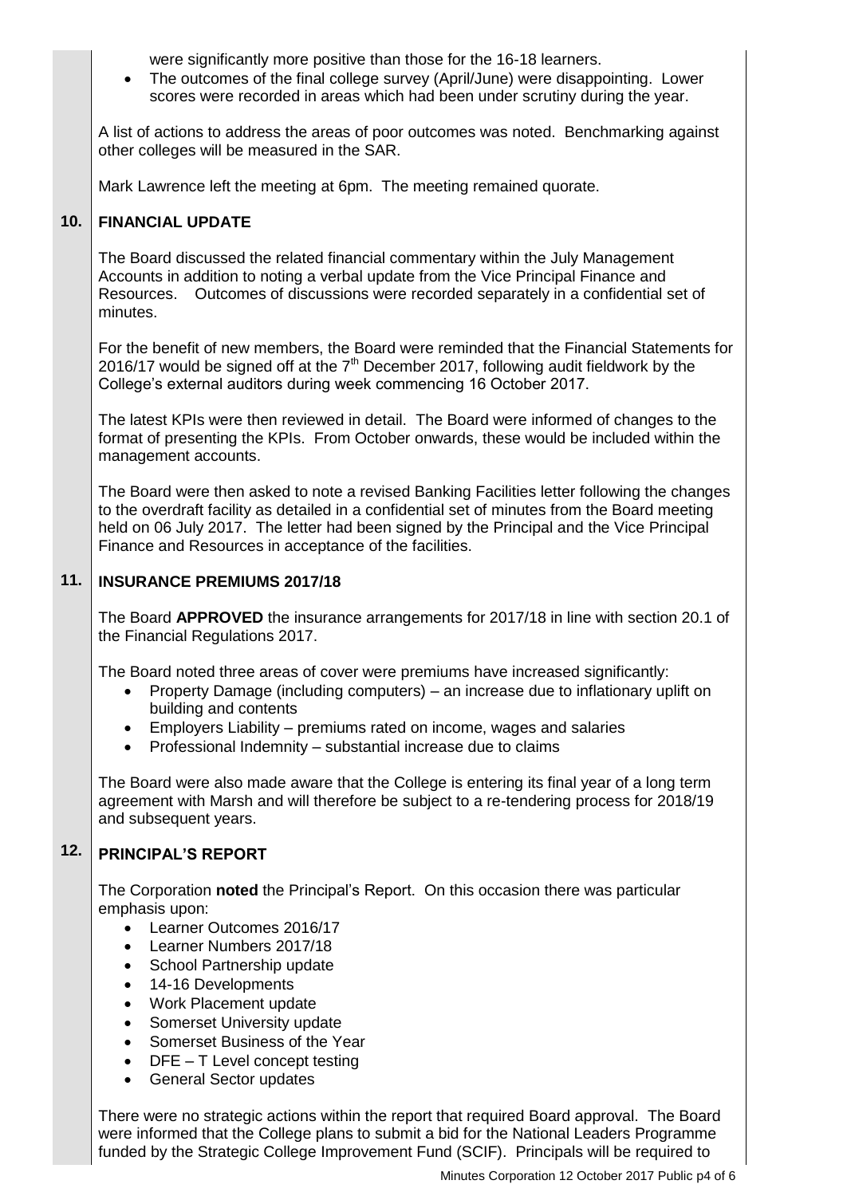were significantly more positive than those for the 16-18 learners.

- The outcomes of the final college survey (April/June) were disappointing. Lower scores were recorded in areas which had been under scrutiny during the year.

A list of actions to address the areas of poor outcomes was noted. Benchmarking against other colleges will be measured in the SAR.

Mark Lawrence left the meeting at 6pm. The meeting remained quorate.

## 10. FINANCIAL UPDATE

The Board discussed the related financial commentary within the July Management Accounts in addition to noting a verbal update from the Vice Principal Finance and Resources. Outcomes of discussions were recorded separately in a confidential set of minutes.

For the benefit of new members, the Board were reminded that the Financial Statements for 2016/17 would be signed off at the 7th December 2017, following audit fieldwork by the College's external auditors during week commencing 16 October 2017.

The latest KPIs were then reviewed in detail. The Board were informed of changes to the format of presenting the KPIs. From October onwards, these would be included within the management accounts.

The Board were then asked to note a revised Banking Facilities letter following the changes to the overdraft facility as detailed in a confidential set of minutes from the Board meeting held on 06 July 2017. The letter had been signed by the Principal and the Vice Principal Finance and Resources in acceptance of the facilities.

## 11. INSURANCE PREMIUMS 2017/18

The Board **APPROVED** the insurance arrangements for 2017/18 in line with section 20.1 of the Financial Regulations 2017.

The Board noted three areas of cover were premiums have increased significantly:

- Property Damage (including computers) – an increase due to inflationary uplift on building and contents
- Employers Liability – premiums rated on income, wages and salaries
- Professional Indemnity – substantial increase due to claims

The Board were also made aware that the College is entering its final year of a long term agreement with Marsh and will therefore be subject to a re-tendering process for 2018/19 and subsequent years.

## 12. PRINCIPAL'S REPORT

The Corporation **noted** the Principal's Report. On this occasion there was particular emphasis upon:

- Learner Outcomes 2016/17
- Learner Numbers 2017/18
- School Partnership update
- 14-16 Developments
- Work Placement update
- Somerset University update
- Somerset Business of the Year
- DFE – T Level concept testing
- General Sector updates

There were no strategic actions within the report that required Board approval. The Board were informed that the College plans to submit a bid for the National Leaders Programme funded by the Strategic College Improvement Fund (SCIF). Principals will be required to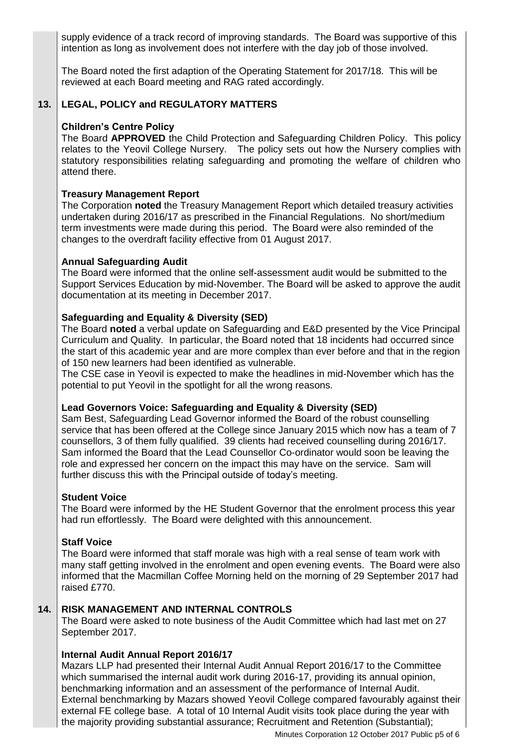supply evidence of a track record of improving standards. The Board was supportive of this intention as long as involvement does not interfere with the day job of those involved.

The Board noted the first adaption of the Operating Statement for 2017/18. This will be reviewed at each Board meeting and RAG rated accordingly.

## 13. LEGAL, POLICY and REGULATORY MATTERS

**Children's Centre Policy**
The Board **APPROVED** the Child Protection and Safeguarding Children Policy. This policy relates to the Yeovil College Nursery. The policy sets out how the Nursery complies with statutory responsibilities relating safeguarding and promoting the welfare of children who attend there.

**Treasury Management Report**
The Corporation **noted** the Treasury Management Report which detailed treasury activities undertaken during 2016/17 as prescribed in the Financial Regulations. No short/medium term investments were made during this period. The Board were also reminded of the changes to the overdraft facility effective from 01 August 2017.

**Annual Safeguarding Audit**
The Board were informed that the online self-assessment audit would be submitted to the Support Services Education by mid-November. The Board will be asked to approve the audit documentation at its meeting in December 2017.

**Safeguarding and Equality & Diversity (SED)**
The Board **noted** a verbal update on Safeguarding and E&D presented by the Vice Principal Curriculum and Quality. In particular, the Board noted that 18 incidents had occurred since the start of this academic year and are more complex than ever before and that in the region of 150 new learners had been identified as vulnerable.
The CSE case in Yeovil is expected to make the headlines in mid-November which has the potential to put Yeovil in the spotlight for all the wrong reasons.

**Lead Governors Voice: Safeguarding and Equality & Diversity (SED)**
Sam Best, Safeguarding Lead Governor informed the Board of the robust counselling service that has been offered at the College since January 2015 which now has a team of 7 counsellors, 3 of them fully qualified. 39 clients had received counselling during 2016/17. Sam informed the Board that the Lead Counsellor Co-ordinator would soon be leaving the role and expressed her concern on the impact this may have on the service. Sam will further discuss this with the Principal outside of today's meeting.

**Student Voice**
The Board were informed by the HE Student Governor that the enrolment process this year had run effortlessly. The Board were delighted with this announcement.

**Staff Voice**
The Board were informed that staff morale was high with a real sense of team work with many staff getting involved in the enrolment and open evening events. The Board were also informed that the Macmillan Coffee Morning held on the morning of 29 September 2017 had raised £770.

## 14. RISK MANAGEMENT AND INTERNAL CONTROLS

The Board were asked to note business of the Audit Committee which had last met on 27 September 2017.

**Internal Audit Annual Report 2016/17**
Mazars LLP had presented their Internal Audit Annual Report 2016/17 to the Committee which summarised the internal audit work during 2016-17, providing its annual opinion, benchmarking information and an assessment of the performance of Internal Audit. External benchmarking by Mazars showed Yeovil College compared favourably against their external FE college base. A total of 10 Internal Audit visits took place during the year with the majority providing substantial assurance; Recruitment and Retention (Substantial);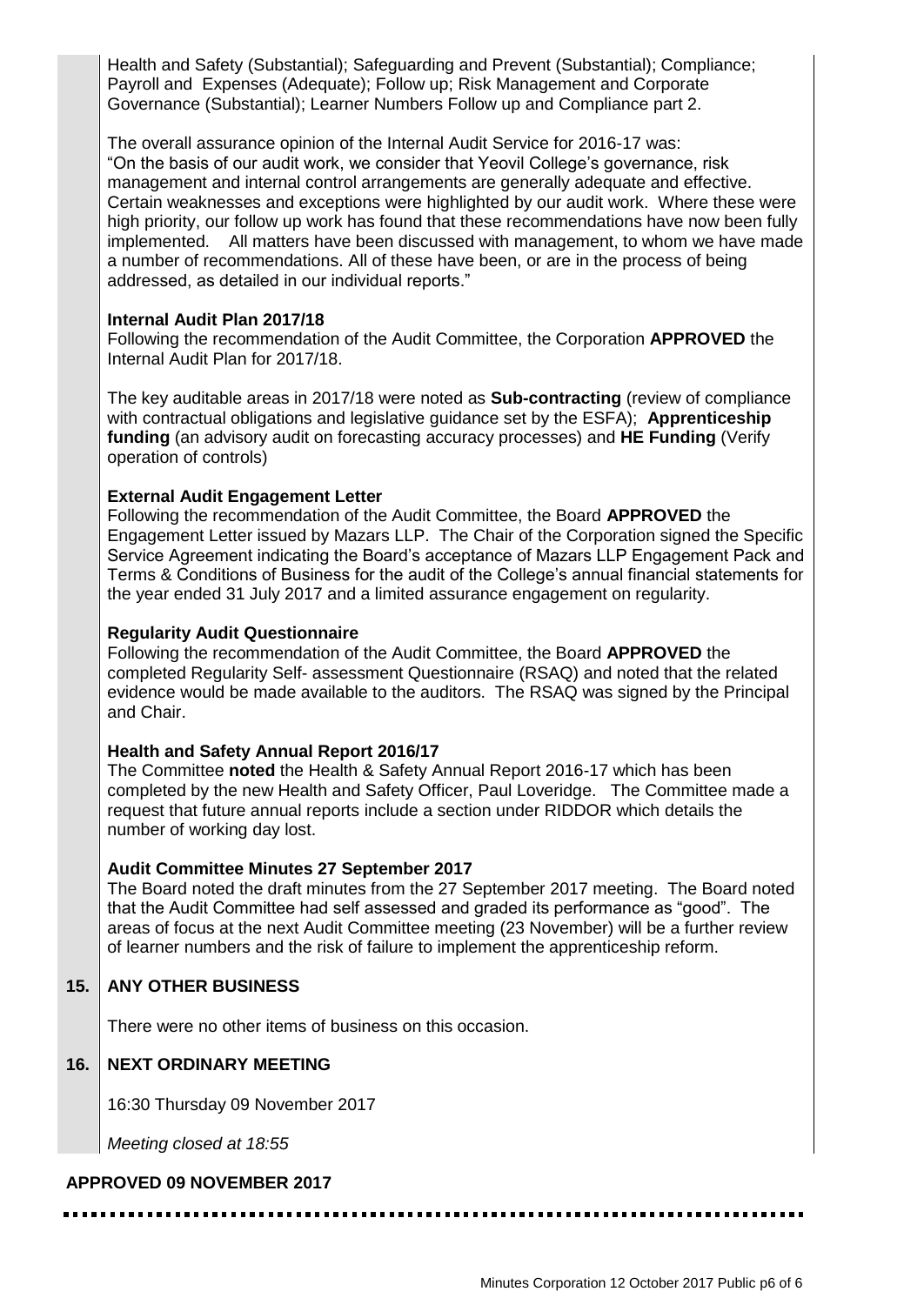Health and Safety (Substantial); Safeguarding and Prevent (Substantial); Compliance; Payroll and Expenses (Adequate); Follow up; Risk Management and Corporate Governance (Substantial); Learner Numbers Follow up and Compliance part 2.

The overall assurance opinion of the Internal Audit Service for 2016-17 was: "On the basis of our audit work, we consider that Yeovil College's governance, risk management and internal control arrangements are generally adequate and effective. Certain weaknesses and exceptions were highlighted by our audit work. Where these were high priority, our follow up work has found that these recommendations have now been fully implemented. All matters have been discussed with management, to whom we have made a number of recommendations. All of these have been, or are in the process of being addressed, as detailed in our individual reports."

**Internal Audit Plan 2017/18**
Following the recommendation of the Audit Committee, the Corporation **APPROVED** the Internal Audit Plan for 2017/18.

The key auditable areas in 2017/18 were noted as **Sub-contracting** (review of compliance with contractual obligations and legislative guidance set by the ESFA); **Apprenticeship funding** (an advisory audit on forecasting accuracy processes) and **HE Funding** (Verify operation of controls)

**External Audit Engagement Letter**
Following the recommendation of the Audit Committee, the Board **APPROVED** the Engagement Letter issued by Mazars LLP. The Chair of the Corporation signed the Specific Service Agreement indicating the Board's acceptance of Mazars LLP Engagement Pack and Terms & Conditions of Business for the audit of the College's annual financial statements for the year ended 31 July 2017 and a limited assurance engagement on regularity.

**Regularity Audit Questionnaire**
Following the recommendation of the Audit Committee, the Board **APPROVED** the completed Regularity Self- assessment Questionnaire (RSAQ) and noted that the related evidence would be made available to the auditors. The RSAQ was signed by the Principal and Chair.

**Health and Safety Annual Report 2016/17**
The Committee **noted** the Health & Safety Annual Report 2016-17 which has been completed by the new Health and Safety Officer, Paul Loveridge. The Committee made a request that future annual reports include a section under RIDDOR which details the number of working day lost.

**Audit Committee Minutes 27 September 2017**
The Board noted the draft minutes from the 27 September 2017 meeting. The Board noted that the Audit Committee had self assessed and graded its performance as "good". The areas of focus at the next Audit Committee meeting (23 November) will be a further review of learner numbers and the risk of failure to implement the apprenticeship reform.

## 15. ANY OTHER BUSINESS

There were no other items of business on this occasion.

## 16. NEXT ORDINARY MEETING

16:30 Thursday 09 November 2017

*Meeting closed at 18:55*

**APPROVED 09 NOVEMBER 2017**